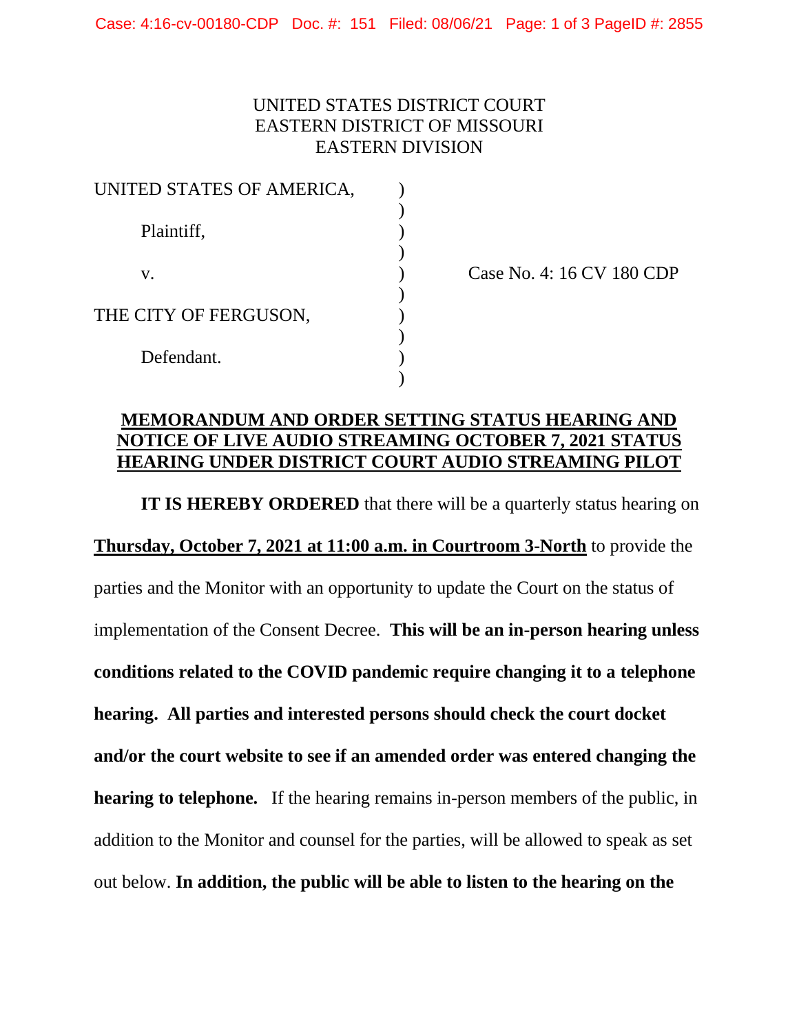UNITED STATES DISTRICT COURT
EASTERN DISTRICT OF MISSOURI
EASTERN DIVISION

| | | |
|---|---|---|
| UNITED STATES OF AMERICA, | ) | |
| Plaintiff, | ) | |
| v. | ) | Case No. 4: 16 CV 180 CDP |
| THE CITY OF FERGUSON, | ) | |
| Defendant. | ) | |

## MEMORANDUM AND ORDER SETTING STATUS HEARING AND NOTICE OF LIVE AUDIO STREAMING OCTOBER 7, 2021 STATUS HEARING UNDER DISTRICT COURT AUDIO STREAMING PILOT

**IT IS HEREBY ORDERED** that there will be a quarterly status hearing on **Thursday, October 7, 2021 at 11:00 a.m. in Courtroom 3-North** to provide the parties and the Monitor with an opportunity to update the Court on the status of implementation of the Consent Decree. **This will be an in-person hearing unless conditions related to the COVID pandemic require changing it to a telephone hearing. All parties and interested persons should check the court docket and/or the court website to see if an amended order was entered changing the hearing to telephone.** If the hearing remains in-person members of the public, in addition to the Monitor and counsel for the parties, will be allowed to speak as set out below. **In addition, the public will be able to listen to the hearing on the**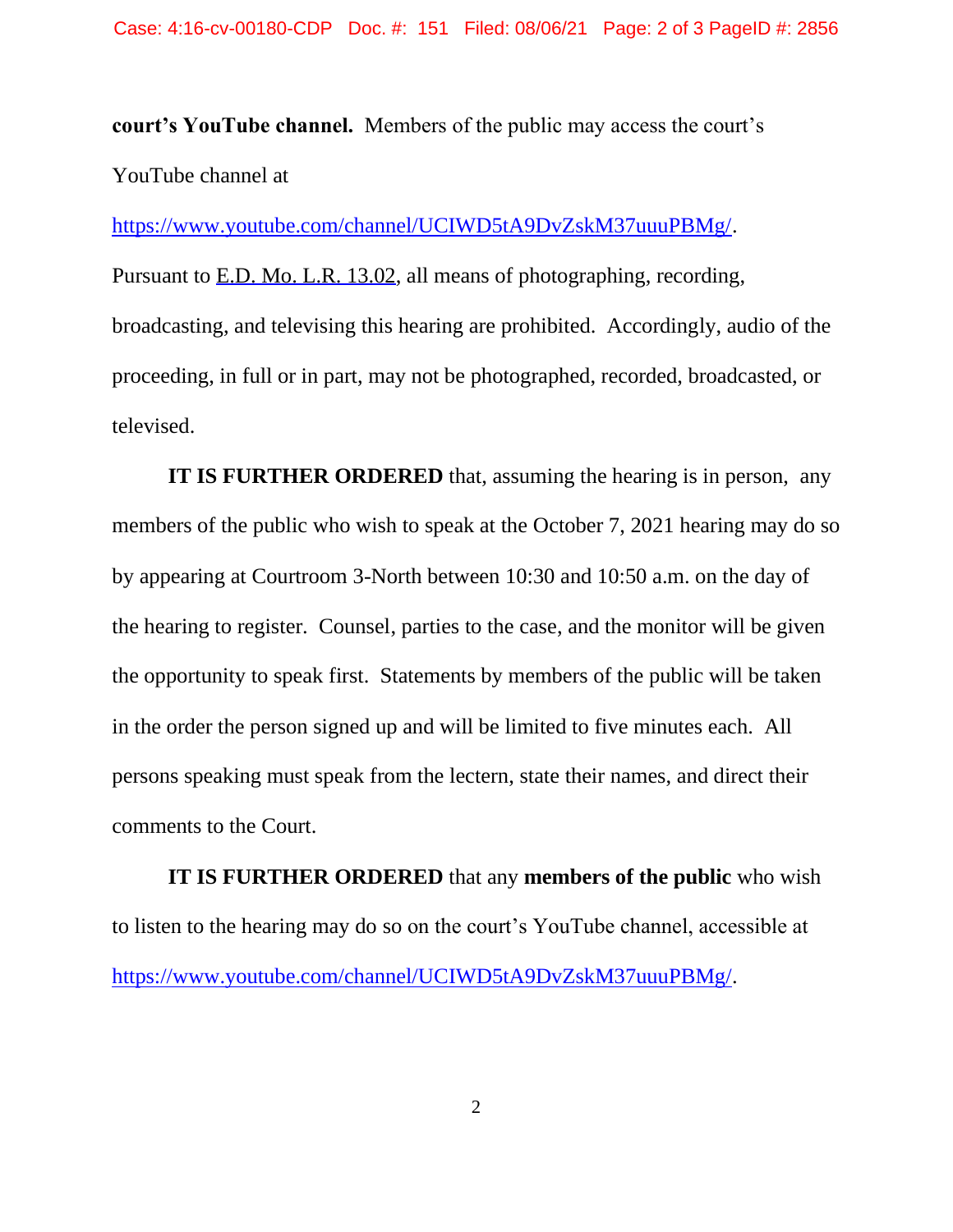**court's YouTube channel.** Members of the public may access the court's YouTube channel at https://www.youtube.com/channel/UCIWD5tA9DvZskM37uuuPBMg/.

Pursuant to E.D. Mo. L.R. 13.02, all means of photographing, recording, broadcasting, and televising this hearing are prohibited. Accordingly, audio of the proceeding, in full or in part, may not be photographed, recorded, broadcasted, or televised.

**IT IS FURTHER ORDERED** that, assuming the hearing is in person, any members of the public who wish to speak at the October 7, 2021 hearing may do so by appearing at Courtroom 3-North between 10:30 and 10:50 a.m. on the day of the hearing to register. Counsel, parties to the case, and the monitor will be given the opportunity to speak first. Statements by members of the public will be taken in the order the person signed up and will be limited to five minutes each. All persons speaking must speak from the lectern, state their names, and direct their comments to the Court.

**IT IS FURTHER ORDERED** that any **members of the public** who wish to listen to the hearing may do so on the court's YouTube channel, accessible at https://www.youtube.com/channel/UCIWD5tA9DvZskM37uuuPBMg/.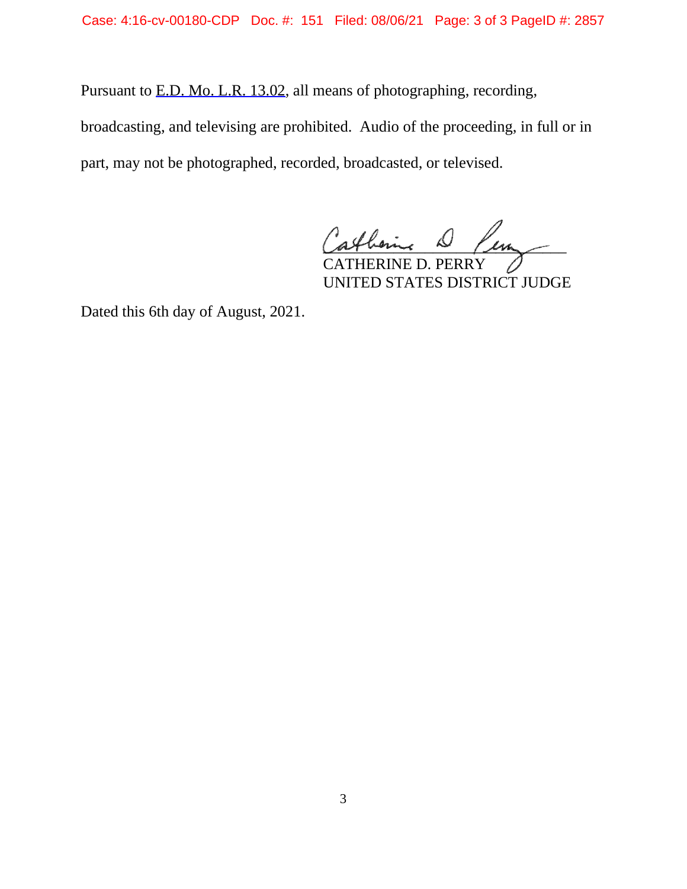Pursuant to E.D. Mo. L.R. 13.02, all means of photographing, recording, broadcasting, and televising are prohibited. Audio of the proceeding, in full or in part, may not be photographed, recorded, broadcasted, or televised.

CATHERINE D. PERRY
UNITED STATES DISTRICT JUDGE

Dated this 6th day of August, 2021.